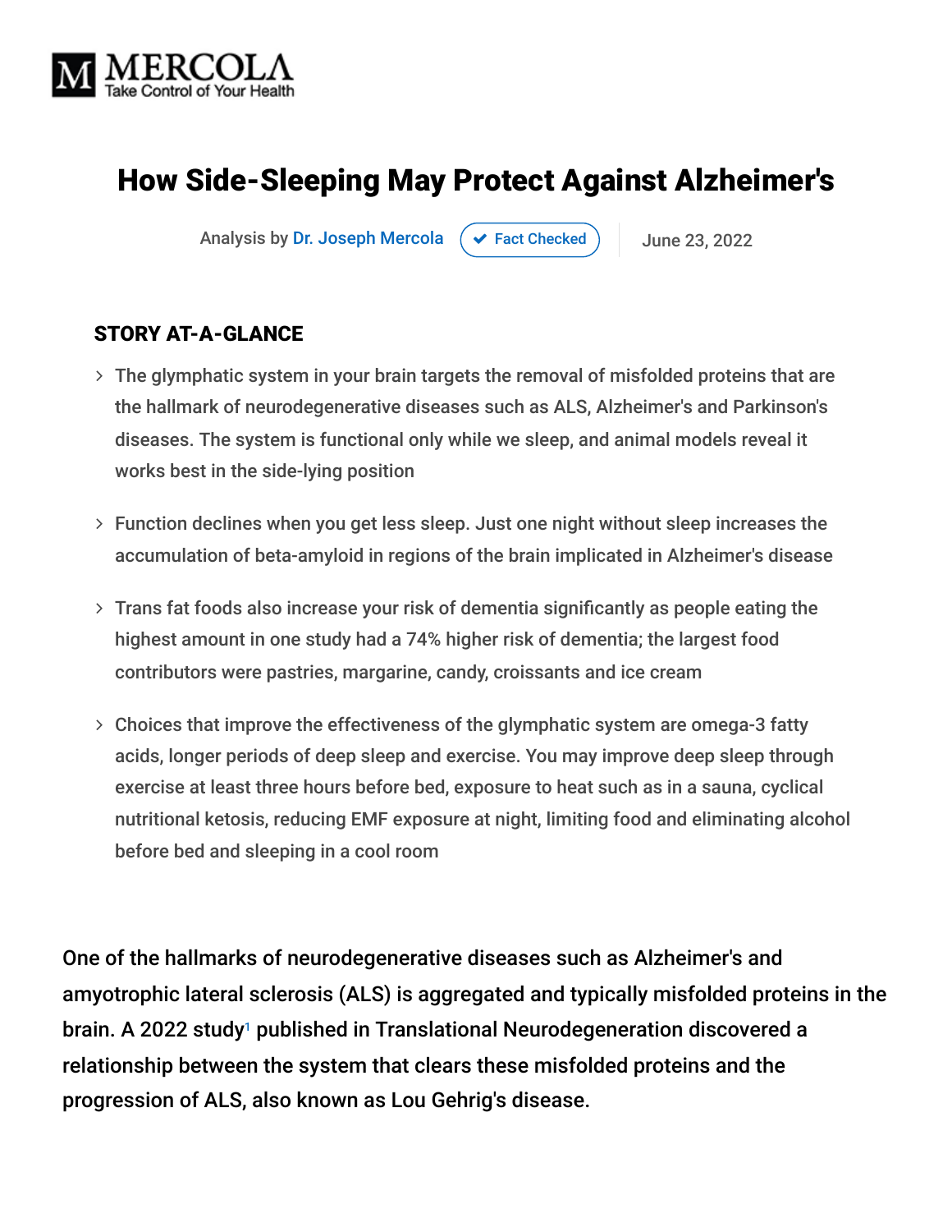# How Side-Sleeping May Protect Against Alzheimer's

Analysis by Dr. Joseph Mercola | Fact Checked | June 23, 2022

## STORY AT-A-GLANCE

- The glymphatic system in your brain targets the removal of misfolded proteins that are the hallmark of neurodegenerative diseases such as ALS, Alzheimer's and Parkinson's diseases. The system is functional only while we sleep, and animal models reveal it works best in the side-lying position
- Function declines when you get less sleep. Just one night without sleep increases the accumulation of beta-amyloid in regions of the brain implicated in Alzheimer's disease
- Trans fat foods also increase your risk of dementia significantly as people eating the highest amount in one study had a 74% higher risk of dementia; the largest food contributors were pastries, margarine, candy, croissants and ice cream
- Choices that improve the effectiveness of the glymphatic system are omega-3 fatty acids, longer periods of deep sleep and exercise. You may improve deep sleep through exercise at least three hours before bed, exposure to heat such as in a sauna, cyclical nutritional ketosis, reducing EMF exposure at night, limiting food and eliminating alcohol before bed and sleeping in a cool room

One of the hallmarks of neurodegenerative diseases such as Alzheimer's and amyotrophic lateral sclerosis (ALS) is aggregated and typically misfolded proteins in the brain. A 2022 study[1] published in Translational Neurodegeneration discovered a relationship between the system that clears these misfolded proteins and the progression of ALS, also known as Lou Gehrig's disease.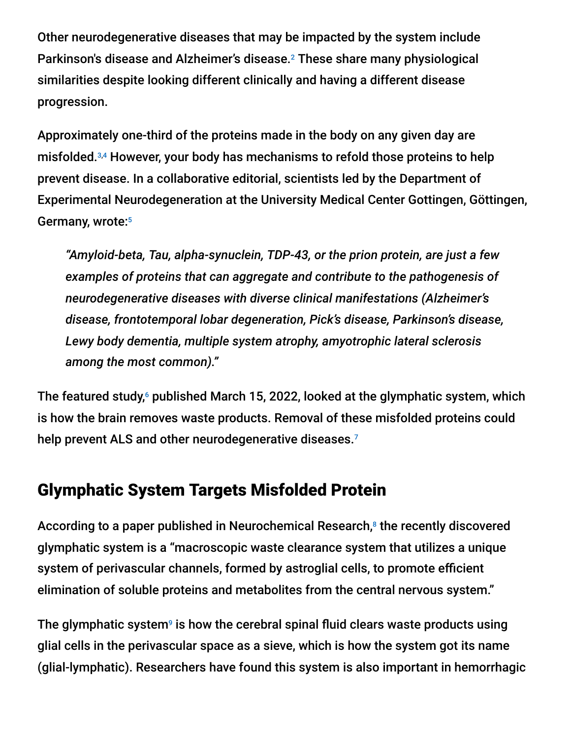Other neurodegenerative diseases that may be impacted by the system include Parkinson's disease and Alzheimer's disease.[2] These share many physiological similarities despite looking different clinically and having a different disease progression.

Approximately one-third of the proteins made in the body on any given day are misfolded.[3,4] However, your body has mechanisms to refold those proteins to help prevent disease. In a collaborative editorial, scientists led by the Department of Experimental Neurodegeneration at the University Medical Center Gottingen, Göttingen, Germany, wrote:[5]

> *"Amyloid-beta, Tau, alpha-synuclein, TDP-43, or the prion protein, are just a few examples of proteins that can aggregate and contribute to the pathogenesis of neurodegenerative diseases with diverse clinical manifestations (Alzheimer's disease, frontotemporal lobar degeneration, Pick's disease, Parkinson's disease, Lewy body dementia, multiple system atrophy, amyotrophic lateral sclerosis among the most common)."*

The featured study,[6] published March 15, 2022, looked at the glymphatic system, which is how the brain removes waste products. Removal of these misfolded proteins could help prevent ALS and other neurodegenerative diseases.[7]

## Glymphatic System Targets Misfolded Protein

According to a paper published in Neurochemical Research,[8] the recently discovered glymphatic system is a "macroscopic waste clearance system that utilizes a unique system of perivascular channels, formed by astroglial cells, to promote efficient elimination of soluble proteins and metabolites from the central nervous system."

The glymphatic system[9] is how the cerebral spinal fluid clears waste products using glial cells in the perivascular space as a sieve, which is how the system got its name (glial-lymphatic). Researchers have found this system is also important in hemorrhagic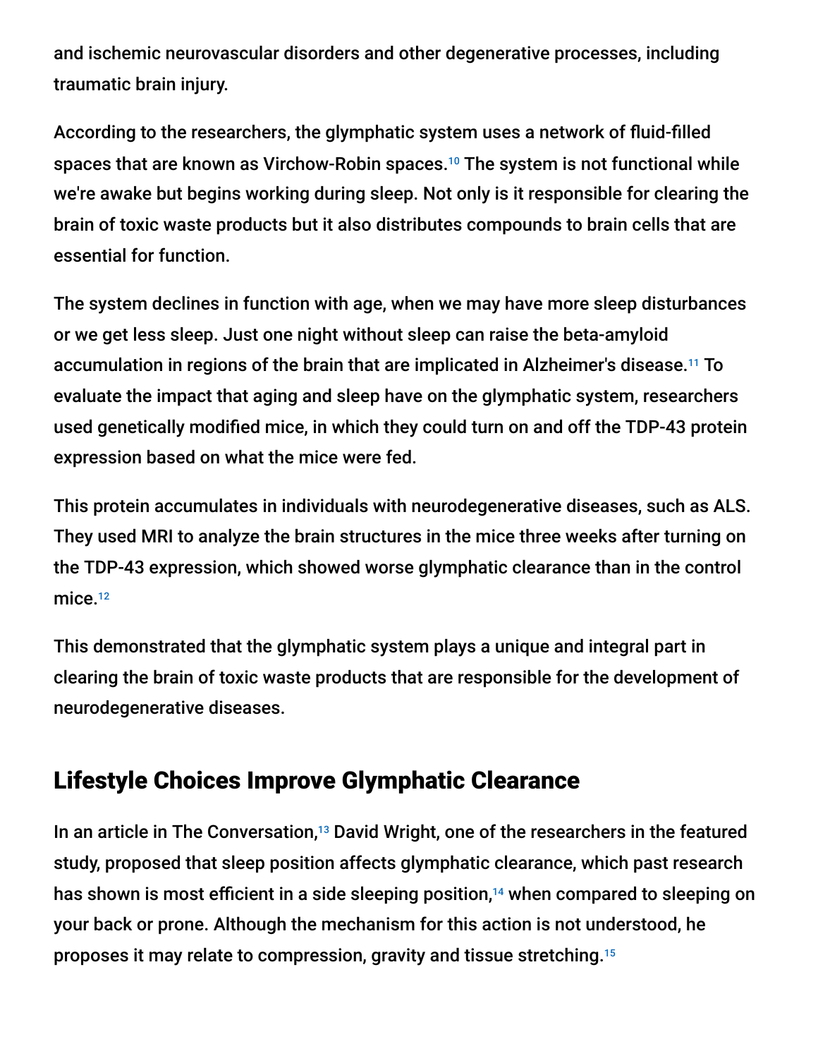and ischemic neurovascular disorders and other degenerative processes, including traumatic brain injury.

According to the researchers, the glymphatic system uses a network of fluid-filled spaces that are known as Virchow-Robin spaces.[10] The system is not functional while we're awake but begins working during sleep. Not only is it responsible for clearing the brain of toxic waste products but it also distributes compounds to brain cells that are essential for function.

The system declines in function with age, when we may have more sleep disturbances or we get less sleep. Just one night without sleep can raise the beta-amyloid accumulation in regions of the brain that are implicated in Alzheimer's disease.[11] To evaluate the impact that aging and sleep have on the glymphatic system, researchers used genetically modified mice, in which they could turn on and off the TDP-43 protein expression based on what the mice were fed.

This protein accumulates in individuals with neurodegenerative diseases, such as ALS. They used MRI to analyze the brain structures in the mice three weeks after turning on the TDP-43 expression, which showed worse glymphatic clearance than in the control mice.[12]

This demonstrated that the glymphatic system plays a unique and integral part in clearing the brain of toxic waste products that are responsible for the development of neurodegenerative diseases.

## Lifestyle Choices Improve Glymphatic Clearance

In an article in The Conversation,[13] David Wright, one of the researchers in the featured study, proposed that sleep position affects glymphatic clearance, which past research has shown is most efficient in a side sleeping position,[14] when compared to sleeping on your back or prone. Although the mechanism for this action is not understood, he proposes it may relate to compression, gravity and tissue stretching.[15]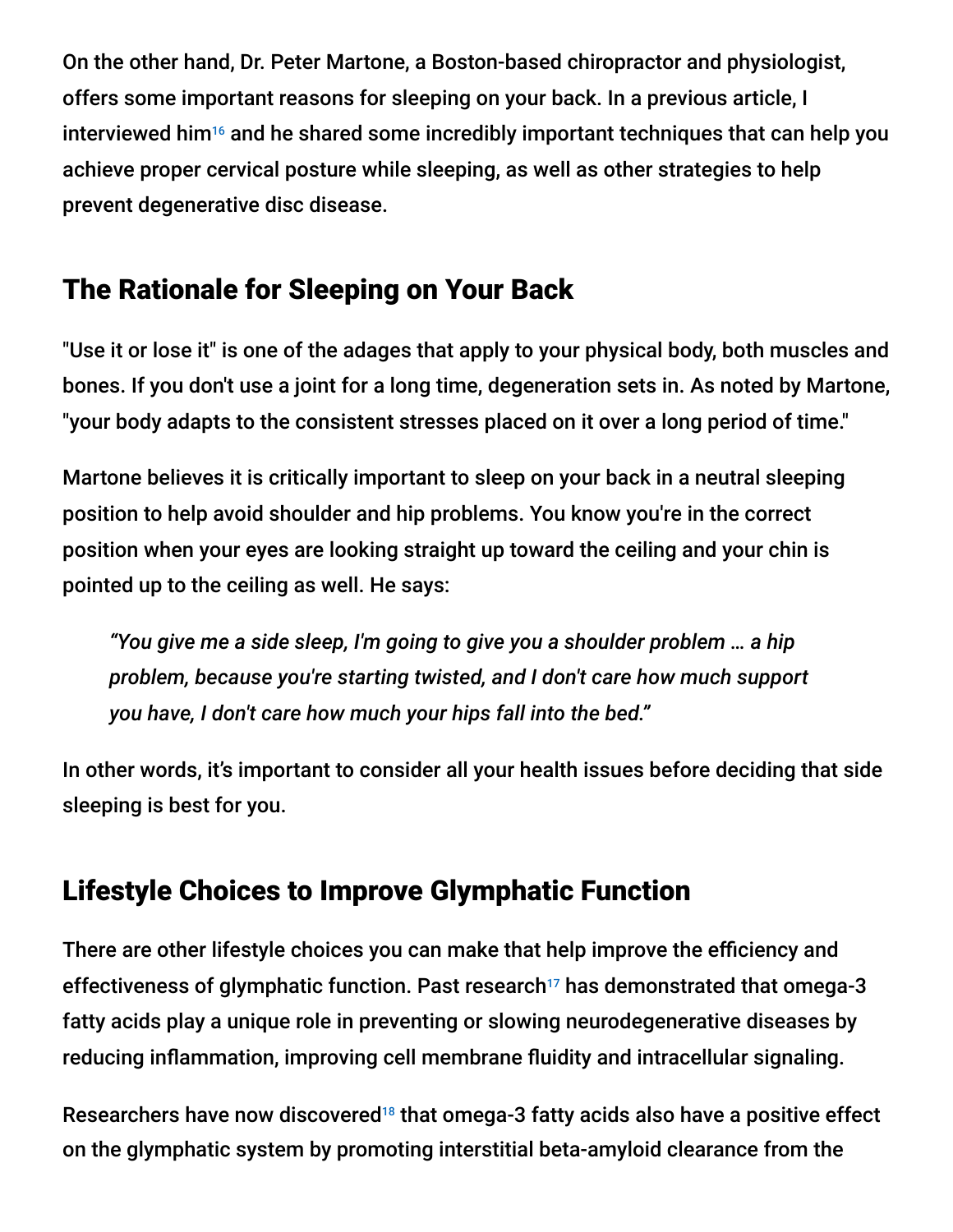On the other hand, Dr. Peter Martone, a Boston-based chiropractor and physiologist, offers some important reasons for sleeping on your back. In a previous article, I interviewed him[16] and he shared some incredibly important techniques that can help you achieve proper cervical posture while sleeping, as well as other strategies to help prevent degenerative disc disease.

## The Rationale for Sleeping on Your Back

"Use it or lose it" is one of the adages that apply to your physical body, both muscles and bones. If you don't use a joint for a long time, degeneration sets in. As noted by Martone, "your body adapts to the consistent stresses placed on it over a long period of time."

Martone believes it is critically important to sleep on your back in a neutral sleeping position to help avoid shoulder and hip problems. You know you're in the correct position when your eyes are looking straight up toward the ceiling and your chin is pointed up to the ceiling as well. He says:

> *"You give me a side sleep, I'm going to give you a shoulder problem … a hip problem, because you're starting twisted, and I don't care how much support you have, I don't care how much your hips fall into the bed."*

In other words, it's important to consider all your health issues before deciding that side sleeping is best for you.

## Lifestyle Choices to Improve Glymphatic Function

There are other lifestyle choices you can make that help improve the efficiency and effectiveness of glymphatic function. Past research[17] has demonstrated that omega-3 fatty acids play a unique role in preventing or slowing neurodegenerative diseases by reducing inflammation, improving cell membrane fluidity and intracellular signaling.

Researchers have now discovered[18] that omega-3 fatty acids also have a positive effect on the glymphatic system by promoting interstitial beta-amyloid clearance from the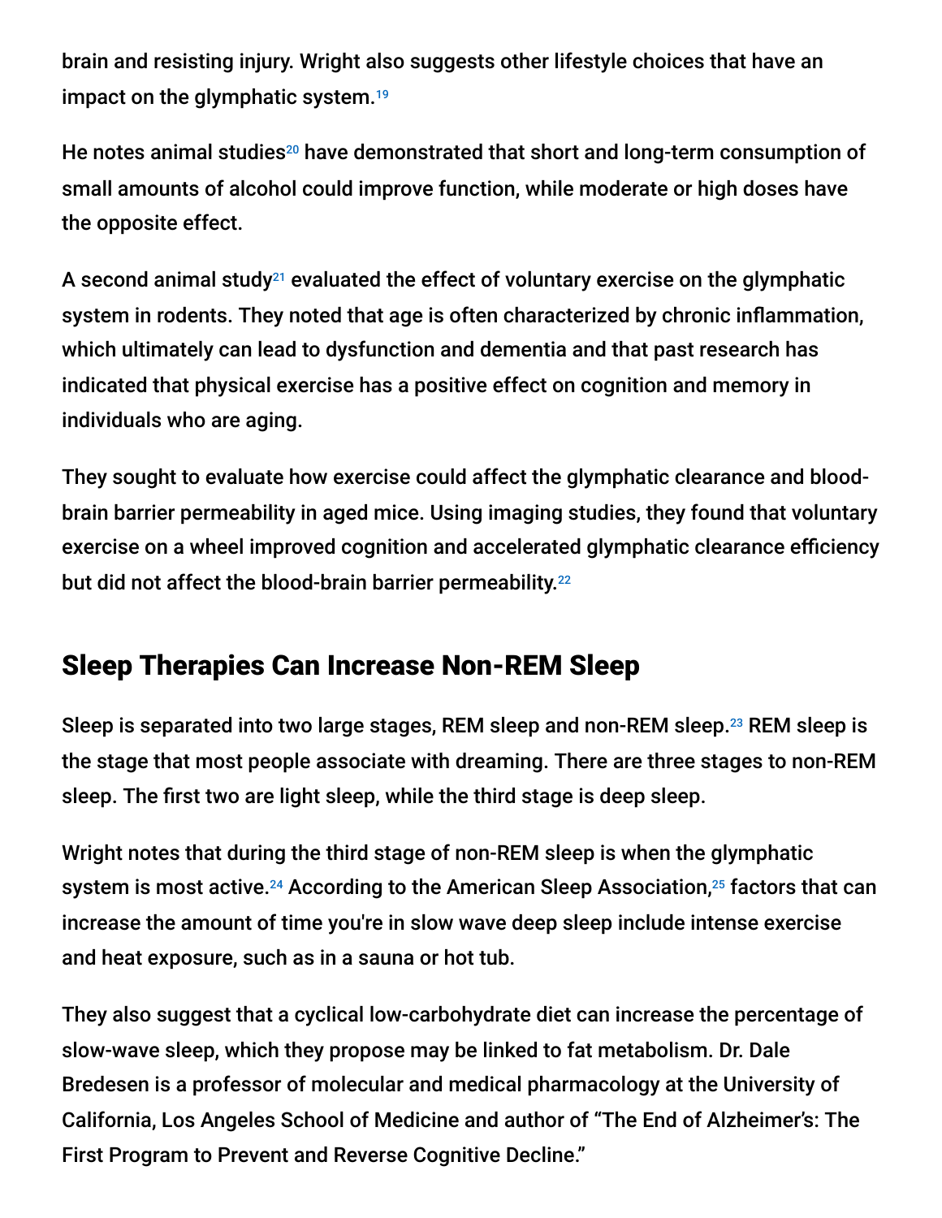brain and resisting injury. Wright also suggests other lifestyle choices that have an impact on the glymphatic system.[19]

He notes animal studies[20] have demonstrated that short and long-term consumption of small amounts of alcohol could improve function, while moderate or high doses have the opposite effect.

A second animal study[21] evaluated the effect of voluntary exercise on the glymphatic system in rodents. They noted that age is often characterized by chronic inflammation, which ultimately can lead to dysfunction and dementia and that past research has indicated that physical exercise has a positive effect on cognition and memory in individuals who are aging.

They sought to evaluate how exercise could affect the glymphatic clearance and blood-brain barrier permeability in aged mice. Using imaging studies, they found that voluntary exercise on a wheel improved cognition and accelerated glymphatic clearance efficiency but did not affect the blood-brain barrier permeability.[22]

## Sleep Therapies Can Increase Non-REM Sleep

Sleep is separated into two large stages, REM sleep and non-REM sleep.[23] REM sleep is the stage that most people associate with dreaming. There are three stages to non-REM sleep. The first two are light sleep, while the third stage is deep sleep.

Wright notes that during the third stage of non-REM sleep is when the glymphatic system is most active.[24] According to the American Sleep Association,[25] factors that can increase the amount of time you're in slow wave deep sleep include intense exercise and heat exposure, such as in a sauna or hot tub.

They also suggest that a cyclical low-carbohydrate diet can increase the percentage of slow-wave sleep, which they propose may be linked to fat metabolism. Dr. Dale Bredesen is a professor of molecular and medical pharmacology at the University of California, Los Angeles School of Medicine and author of "The End of Alzheimer's: The First Program to Prevent and Reverse Cognitive Decline."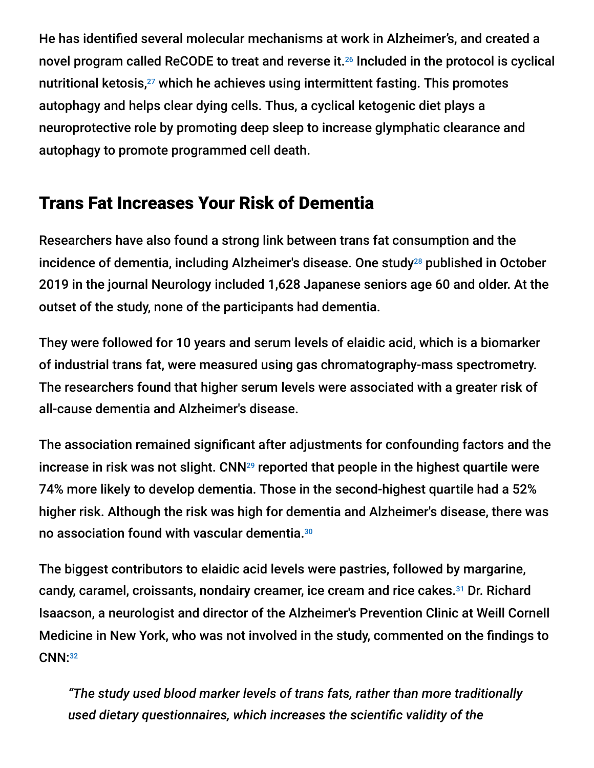He has identified several molecular mechanisms at work in Alzheimer's, and created a novel program called ReCODE to treat and reverse it.[26] Included in the protocol is cyclical nutritional ketosis,[27] which he achieves using intermittent fasting. This promotes autophagy and helps clear dying cells. Thus, a cyclical ketogenic diet plays a neuroprotective role by promoting deep sleep to increase glymphatic clearance and autophagy to promote programmed cell death.

## Trans Fat Increases Your Risk of Dementia

Researchers have also found a strong link between trans fat consumption and the incidence of dementia, including Alzheimer's disease. One study[28] published in October 2019 in the journal Neurology included 1,628 Japanese seniors age 60 and older. At the outset of the study, none of the participants had dementia.

They were followed for 10 years and serum levels of elaidic acid, which is a biomarker of industrial trans fat, were measured using gas chromatography-mass spectrometry. The researchers found that higher serum levels were associated with a greater risk of all-cause dementia and Alzheimer's disease.

The association remained significant after adjustments for confounding factors and the increase in risk was not slight. CNN[29] reported that people in the highest quartile were 74% more likely to develop dementia. Those in the second-highest quartile had a 52% higher risk. Although the risk was high for dementia and Alzheimer's disease, there was no association found with vascular dementia.[30]

The biggest contributors to elaidic acid levels were pastries, followed by margarine, candy, caramel, croissants, nondairy creamer, ice cream and rice cakes.[31] Dr. Richard Isaacson, a neurologist and director of the Alzheimer's Prevention Clinic at Weill Cornell Medicine in New York, who was not involved in the study, commented on the findings to CNN:[32]

> *"The study used blood marker levels of trans fats, rather than more traditionally used dietary questionnaires, which increases the scientific validity of the*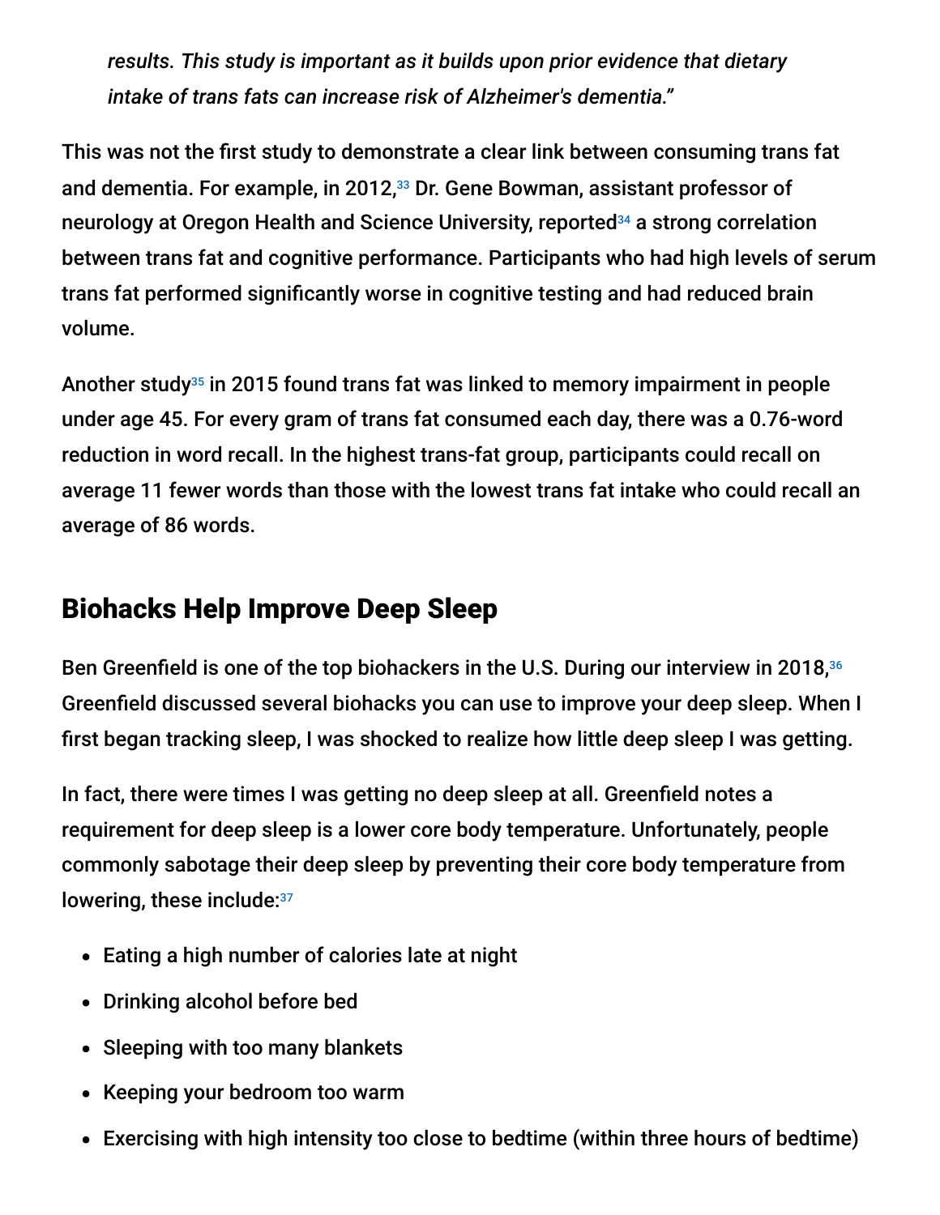*results. This study is important as it builds upon prior evidence that dietary intake of trans fats can increase risk of Alzheimer's dementia."*

This was not the first study to demonstrate a clear link between consuming trans fat and dementia. For example, in 2012,[33] Dr. Gene Bowman, assistant professor of neurology at Oregon Health and Science University, reported[34] a strong correlation between trans fat and cognitive performance. Participants who had high levels of serum trans fat performed significantly worse in cognitive testing and had reduced brain volume.

Another study[35] in 2015 found trans fat was linked to memory impairment in people under age 45. For every gram of trans fat consumed each day, there was a 0.76-word reduction in word recall. In the highest trans-fat group, participants could recall on average 11 fewer words than those with the lowest trans fat intake who could recall an average of 86 words.

## Biohacks Help Improve Deep Sleep

Ben Greenfield is one of the top biohackers in the U.S. During our interview in 2018,[36] Greenfield discussed several biohacks you can use to improve your deep sleep. When I first began tracking sleep, I was shocked to realize how little deep sleep I was getting.

In fact, there were times I was getting no deep sleep at all. Greenfield notes a requirement for deep sleep is a lower core body temperature. Unfortunately, people commonly sabotage their deep sleep by preventing their core body temperature from lowering, these include:[37]

- Eating a high number of calories late at night
- Drinking alcohol before bed
- Sleeping with too many blankets
- Keeping your bedroom too warm
- Exercising with high intensity too close to bedtime (within three hours of bedtime)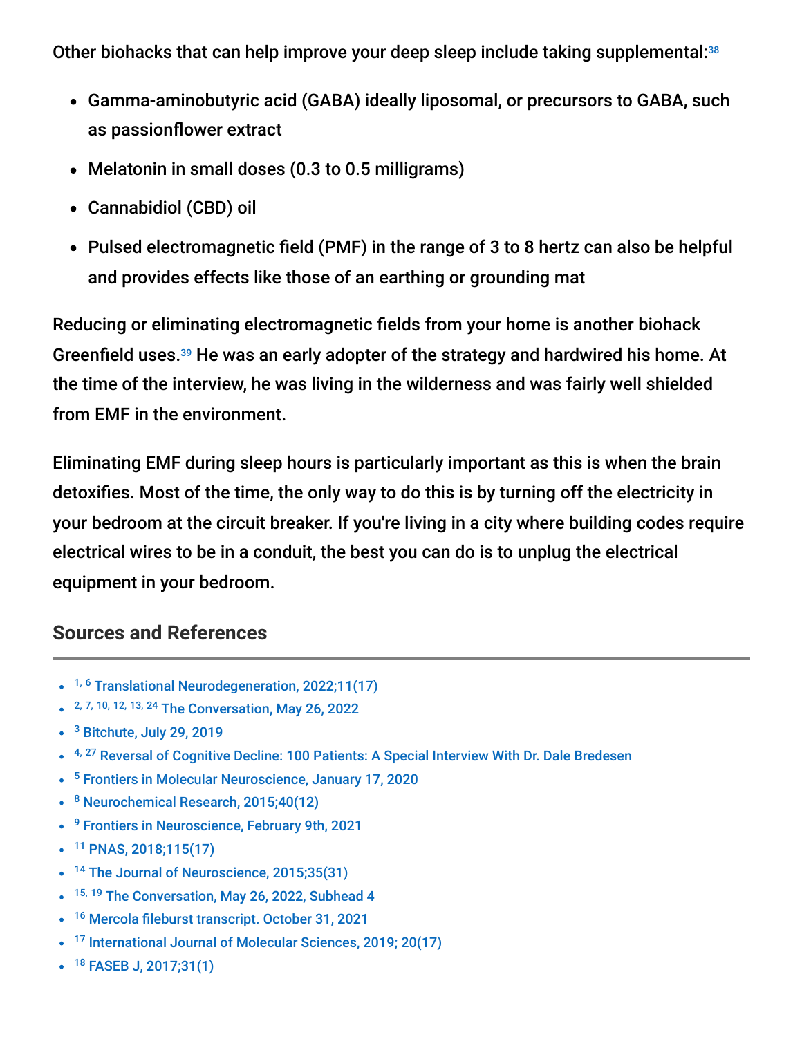Other biohacks that can help improve your deep sleep include taking supplemental:[38]

- Gamma-aminobutyric acid (GABA) ideally liposomal, or precursors to GABA, such as passionflower extract
- Melatonin in small doses (0.3 to 0.5 milligrams)
- Cannabidiol (CBD) oil
- Pulsed electromagnetic field (PMF) in the range of 3 to 8 hertz can also be helpful and provides effects like those of an earthing or grounding mat

Reducing or eliminating electromagnetic fields from your home is another biohack Greenfield uses.[39] He was an early adopter of the strategy and hardwired his home. At the time of the interview, he was living in the wilderness and was fairly well shielded from EMF in the environment.

Eliminating EMF during sleep hours is particularly important as this is when the brain detoxifies. Most of the time, the only way to do this is by turning off the electricity in your bedroom at the circuit breaker. If you're living in a city where building codes require electrical wires to be in a conduit, the best you can do is to unplug the electrical equipment in your bedroom.

## Sources and References

- [1, 6] Translational Neurodegeneration, 2022;11(17)
- [2, 7, 10, 12, 13, 24] The Conversation, May 26, 2022
- [3] Bitchute, July 29, 2019
- [4, 27] Reversal of Cognitive Decline: 100 Patients: A Special Interview With Dr. Dale Bredesen
- [5] Frontiers in Molecular Neuroscience, January 17, 2020
- [8] Neurochemical Research, 2015;40(12)
- [9] Frontiers in Neuroscience, February 9th, 2021
- [11] PNAS, 2018;115(17)
- [14] The Journal of Neuroscience, 2015;35(31)
- [15, 19] The Conversation, May 26, 2022, Subhead 4
- [16] Mercola fileburst transcript. October 31, 2021
- [17] International Journal of Molecular Sciences, 2019; 20(17)
- [18] FASEB J, 2017;31(1)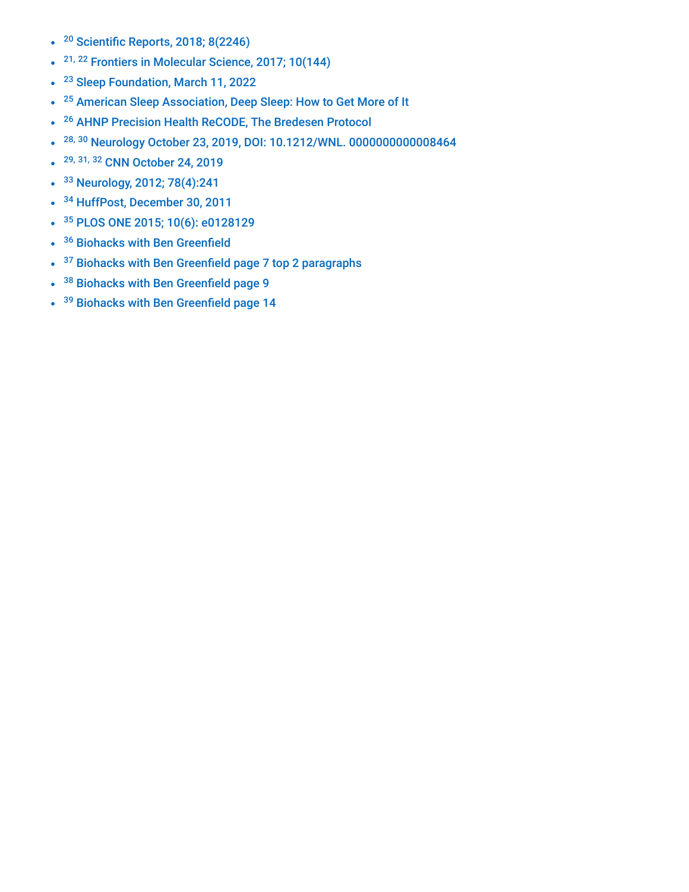- [20] Scientific Reports, 2018; 8(2246)
- [21, 22] Frontiers in Molecular Science, 2017; 10(144)
- [23] Sleep Foundation, March 11, 2022
- [25] American Sleep Association, Deep Sleep: How to Get More of It
- [26] AHNP Precision Health ReCODE, The Bredesen Protocol
- [28, 30] Neurology October 23, 2019, DOI: 10.1212/WNL. 0000000000008464
- [29, 31, 32] CNN October 24, 2019
- [33] Neurology, 2012; 78(4):241
- [34] HuffPost, December 30, 2011
- [35] PLOS ONE 2015; 10(6): e0128129
- [36] Biohacks with Ben Greenfield
- [37] Biohacks with Ben Greenfield page 7 top 2 paragraphs
- [38] Biohacks with Ben Greenfield page 9
- [39] Biohacks with Ben Greenfield page 14